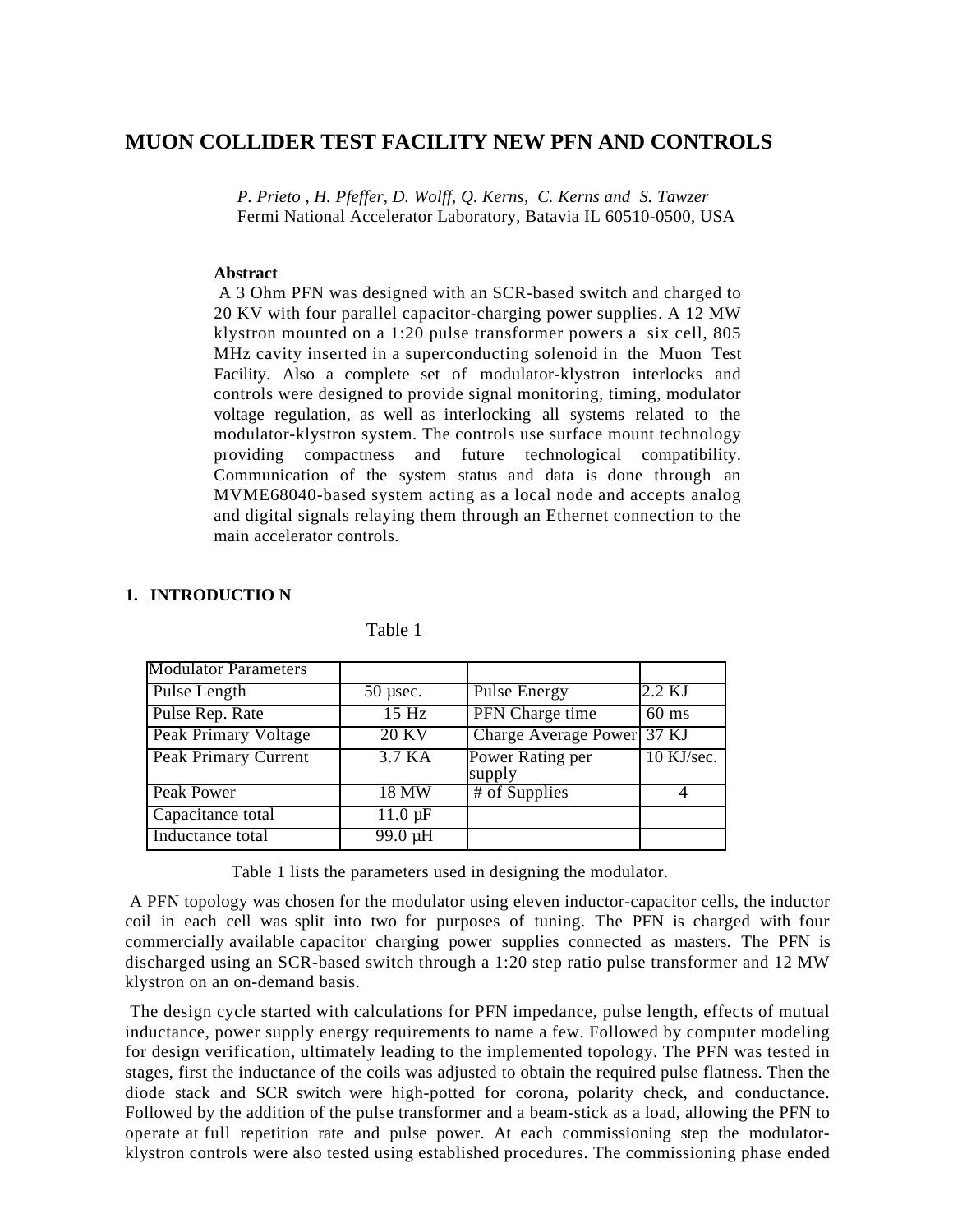# MUON COLLIDER TEST FACILITY NEW PFN AND CONTROLS

*P. Prieto , H. Pfeffer, D. Wolff, Q. Kerns, C. Kerns and S. Tawzer*
Fermi National Accelerator Laboratory, Batavia IL 60510-0500, USA

**Abstract**

A 3 Ohm PFN was designed with an SCR-based switch and charged to 20 KV with four parallel capacitor-charging power supplies. A 12 MW klystron mounted on a 1:20 pulse transformer powers a six cell, 805 MHz cavity inserted in a superconducting solenoid in the Muon Test Facility. Also a complete set of modulator-klystron interlocks and controls were designed to provide signal monitoring, timing, modulator voltage regulation, as well as interlocking all systems related to the modulator-klystron system. The controls use surface mount technology providing compactness and future technological compatibility. Communication of the system status and data is done through an MVME68040-based system acting as a local node and accepts analog and digital signals relaying them through an Ethernet connection to the main accelerator controls.

## 1. INTRODUCTIO N

Table 1

| Modulator Parameters | | | |
|---|---|---|---|
| Pulse Length | 50 µsec. | Pulse Energy | 2.2 KJ |
| Pulse Rep. Rate | 15 Hz | PFN Charge time | 60 ms |
| Peak Primary Voltage | 20 KV | Charge Average Power | 37 KJ |
| Peak Primary Current | 3.7 KA | Power Rating per supply | 10 KJ/sec. |
| Peak Power | 18 MW | # of Supplies | 4 |
| Capacitance total | 11.0 µF | | |
| Inductance total | 99.0 µH | | |

Table 1 lists the parameters used in designing the modulator.

A PFN topology was chosen for the modulator using eleven inductor-capacitor cells, the inductor coil in each cell was split into two for purposes of tuning. The PFN is charged with four commercially available capacitor charging power supplies connected as masters. The PFN is discharged using an SCR-based switch through a 1:20 step ratio pulse transformer and 12 MW klystron on an on-demand basis.

The design cycle started with calculations for PFN impedance, pulse length, effects of mutual inductance, power supply energy requirements to name a few. Followed by computer modeling for design verification, ultimately leading to the implemented topology. The PFN was tested in stages, first the inductance of the coils was adjusted to obtain the required pulse flatness. Then the diode stack and SCR switch were high-potted for corona, polarity check, and conductance. Followed by the addition of the pulse transformer and a beam-stick as a load, allowing the PFN to operate at full repetition rate and pulse power. At each commissioning step the modulator-klystron controls were also tested using established procedures. The commissioning phase ended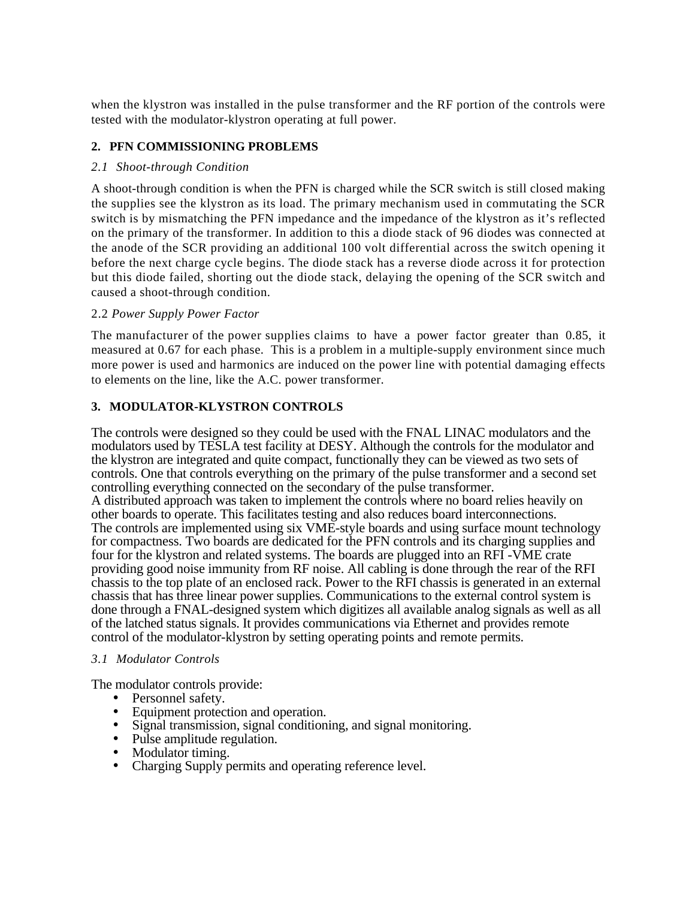when the klystron was installed in the pulse transformer and the RF portion of the controls were tested with the modulator-klystron operating at full power.

## 2. PFN COMMISSIONING PROBLEMS

### *2.1 Shoot-through Condition*

A shoot-through condition is when the PFN is charged while the SCR switch is still closed making the supplies see the klystron as its load. The primary mechanism used in commutating the SCR switch is by mismatching the PFN impedance and the impedance of the klystron as it's reflected on the primary of the transformer. In addition to this a diode stack of 96 diodes was connected at the anode of the SCR providing an additional 100 volt differential across the switch opening it before the next charge cycle begins. The diode stack has a reverse diode across it for protection but this diode failed, shorting out the diode stack, delaying the opening of the SCR switch and caused a shoot-through condition.

### 2.2 *Power Supply Power Factor*

The manufacturer of the power supplies claims to have a power factor greater than 0.85, it measured at 0.67 for each phase. This is a problem in a multiple-supply environment since much more power is used and harmonics are induced on the power line with potential damaging effects to elements on the line, like the A.C. power transformer.

## 3. MODULATOR-KLYSTRON CONTROLS

The controls were designed so they could be used with the FNAL LINAC modulators and the modulators used by TESLA test facility at DESY. Although the controls for the modulator and the klystron are integrated and quite compact, functionally they can be viewed as two sets of controls. One that controls everything on the primary of the pulse transformer and a second set controlling everything connected on the secondary of the pulse transformer.
A distributed approach was taken to implement the controls where no board relies heavily on other boards to operate. This facilitates testing and also reduces board interconnections.
The controls are implemented using six VME-style boards and using surface mount technology for compactness. Two boards are dedicated for the PFN controls and its charging supplies and four for the klystron and related systems. The boards are plugged into an RFI -VME crate providing good noise immunity from RF noise. All cabling is done through the rear of the RFI chassis to the top plate of an enclosed rack. Power to the RFI chassis is generated in an external chassis that has three linear power supplies. Communications to the external control system is done through a FNAL-designed system which digitizes all available analog signals as well as all of the latched status signals. It provides communications via Ethernet and provides remote control of the modulator-klystron by setting operating points and remote permits.

### *3.1 Modulator Controls*

The modulator controls provide:

- Personnel safety.
- Equipment protection and operation.
- Signal transmission, signal conditioning, and signal monitoring.
- Pulse amplitude regulation.
- Modulator timing.
- Charging Supply permits and operating reference level.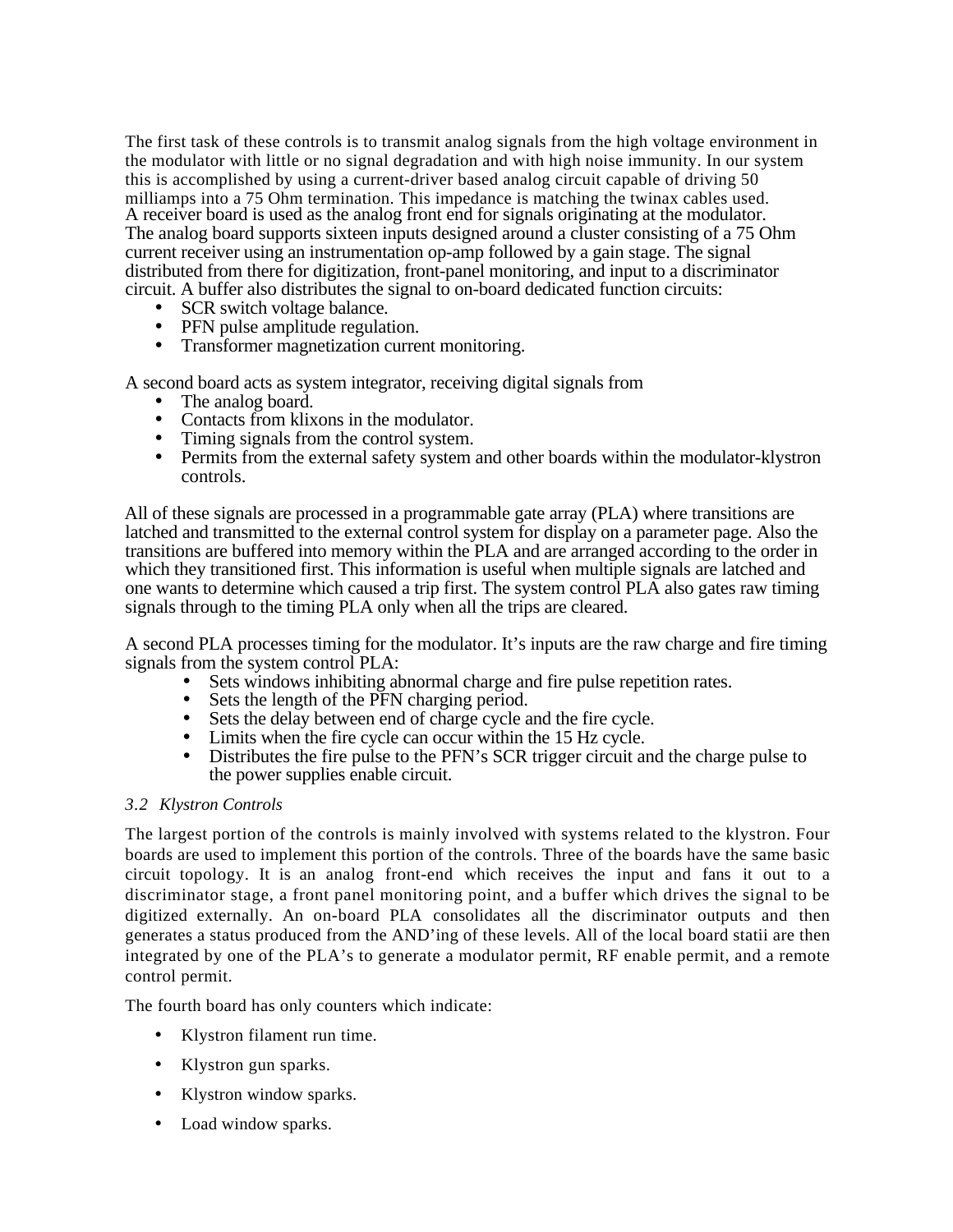The first task of these controls is to transmit analog signals from the high voltage environment in the modulator with little or no signal degradation and with high noise immunity. In our system this is accomplished by using a current-driver based analog circuit capable of driving 50 milliamps into a 75 Ohm termination. This impedance is matching the twinax cables used.
A receiver board is used as the analog front end for signals originating at the modulator. The analog board supports sixteen inputs designed around a cluster consisting of a 75 Ohm current receiver using an instrumentation op-amp followed by a gain stage. The signal distributed from there for digitization, front-panel monitoring, and input to a discriminator circuit. A buffer also distributes the signal to on-board dedicated function circuits:

- SCR switch voltage balance.
- PFN pulse amplitude regulation.
- Transformer magnetization current monitoring.

A second board acts as system integrator, receiving digital signals from

- The analog board.
- Contacts from klixons in the modulator.
- Timing signals from the control system.
- Permits from the external safety system and other boards within the modulator-klystron controls.

All of these signals are processed in a programmable gate array (PLA) where transitions are latched and transmitted to the external control system for display on a parameter page. Also the transitions are buffered into memory within the PLA and are arranged according to the order in which they transitioned first. This information is useful when multiple signals are latched and one wants to determine which caused a trip first. The system control PLA also gates raw timing signals through to the timing PLA only when all the trips are cleared.

A second PLA processes timing for the modulator. It's inputs are the raw charge and fire timing signals from the system control PLA:

- Sets windows inhibiting abnormal charge and fire pulse repetition rates.
- Sets the length of the PFN charging period.
- Sets the delay between end of charge cycle and the fire cycle.
- Limits when the fire cycle can occur within the 15 Hz cycle.
- Distributes the fire pulse to the PFN's SCR trigger circuit and the charge pulse to the power supplies enable circuit.

### *3.2 Klystron Controls*

The largest portion of the controls is mainly involved with systems related to the klystron. Four boards are used to implement this portion of the controls. Three of the boards have the same basic circuit topology. It is an analog front-end which receives the input and fans it out to a discriminator stage, a front panel monitoring point, and a buffer which drives the signal to be digitized externally. An on-board PLA consolidates all the discriminator outputs and then generates a status produced from the AND'ing of these levels. All of the local board statii are then integrated by one of the PLA's to generate a modulator permit, RF enable permit, and a remote control permit.

The fourth board has only counters which indicate:

- Klystron filament run time.
- Klystron gun sparks.
- Klystron window sparks.
- Load window sparks.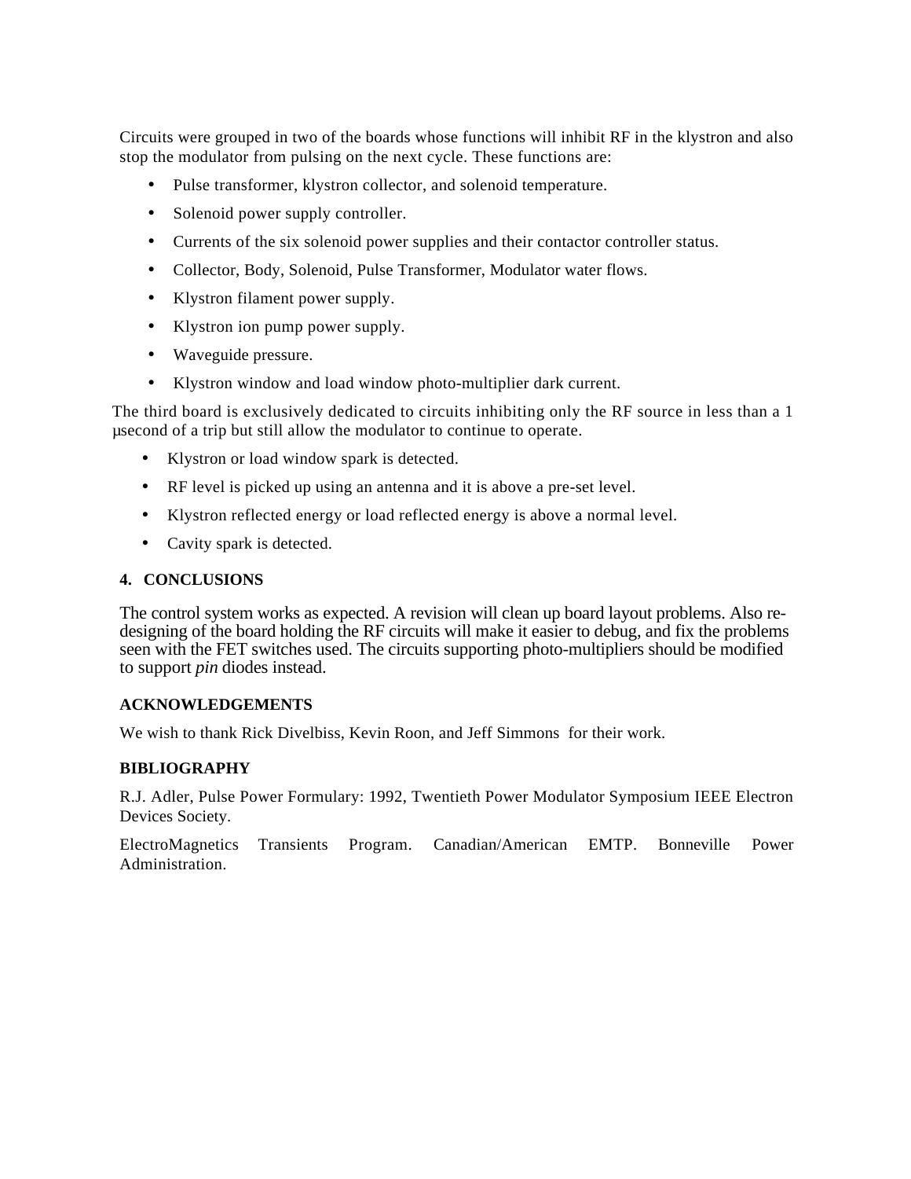Circuits were grouped in two of the boards whose functions will inhibit RF in the klystron and also stop the modulator from pulsing on the next cycle. These functions are:

- Pulse transformer, klystron collector, and solenoid temperature.
- Solenoid power supply controller.
- Currents of the six solenoid power supplies and their contactor controller status.
- Collector, Body, Solenoid, Pulse Transformer, Modulator water flows.
- Klystron filament power supply.
- Klystron ion pump power supply.
- Waveguide pressure.
- Klystron window and load window photo-multiplier dark current.

The third board is exclusively dedicated to circuits inhibiting only the RF source in less than a 1 μsecond of a trip but still allow the modulator to continue to operate.

- Klystron or load window spark is detected.
- RF level is picked up using an antenna and it is above a pre-set level.
- Klystron reflected energy or load reflected energy is above a normal level.
- Cavity spark is detected.

## 4. CONCLUSIONS

The control system works as expected. A revision will clean up board layout problems. Also re-designing of the board holding the RF circuits will make it easier to debug, and fix the problems seen with the FET switches used. The circuits supporting photo-multipliers should be modified to support *pin* diodes instead.

## ACKNOWLEDGEMENTS

We wish to thank Rick Divelbiss, Kevin Roon, and Jeff Simmons for their work.

## BIBLIOGRAPHY

R.J. Adler, Pulse Power Formulary: 1992, Twentieth Power Modulator Symposium IEEE Electron Devices Society.

ElectroMagnetics Transients Program. Canadian/American EMTP. Bonneville Power Administration.